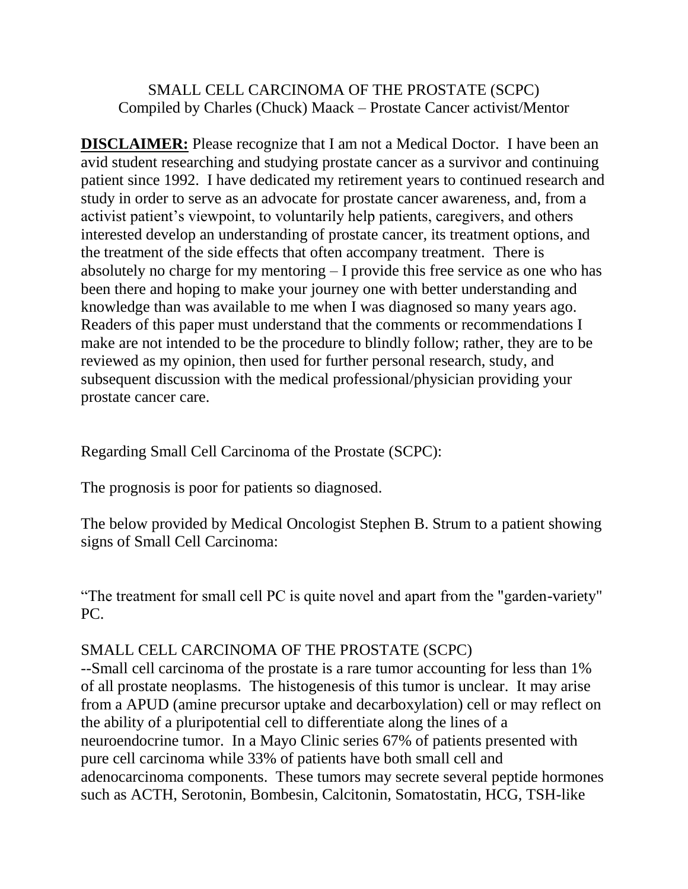# SMALL CELL CARCINOMA OF THE PROSTATE (SCPC)
Compiled by Charles (Chuck) Maack – Prostate Cancer activist/Mentor

**DISCLAIMER:** Please recognize that I am not a Medical Doctor. I have been an avid student researching and studying prostate cancer as a survivor and continuing patient since 1992. I have dedicated my retirement years to continued research and study in order to serve as an advocate for prostate cancer awareness, and, from a activist patient's viewpoint, to voluntarily help patients, caregivers, and others interested develop an understanding of prostate cancer, its treatment options, and the treatment of the side effects that often accompany treatment. There is absolutely no charge for my mentoring – I provide this free service as one who has been there and hoping to make your journey one with better understanding and knowledge than was available to me when I was diagnosed so many years ago. Readers of this paper must understand that the comments or recommendations I make are not intended to be the procedure to blindly follow; rather, they are to be reviewed as my opinion, then used for further personal research, study, and subsequent discussion with the medical professional/physician providing your prostate cancer care.

Regarding Small Cell Carcinoma of the Prostate (SCPC):

The prognosis is poor for patients so diagnosed.

The below provided by Medical Oncologist Stephen B. Strum to a patient showing signs of Small Cell Carcinoma:

"The treatment for small cell PC is quite novel and apart from the "garden-variety" PC.

SMALL CELL CARCINOMA OF THE PROSTATE (SCPC)

--Small cell carcinoma of the prostate is a rare tumor accounting for less than 1% of all prostate neoplasms. The histogenesis of this tumor is unclear. It may arise from a APUD (amine precursor uptake and decarboxylation) cell or may reflect on the ability of a pluripotential cell to differentiate along the lines of a neuroendocrine tumor. In a Mayo Clinic series 67% of patients presented with pure cell carcinoma while 33% of patients have both small cell and adenocarcinoma components. These tumors may secrete several peptide hormones such as ACTH, Serotonin, Bombesin, Calcitonin, Somatostatin, HCG, TSH-like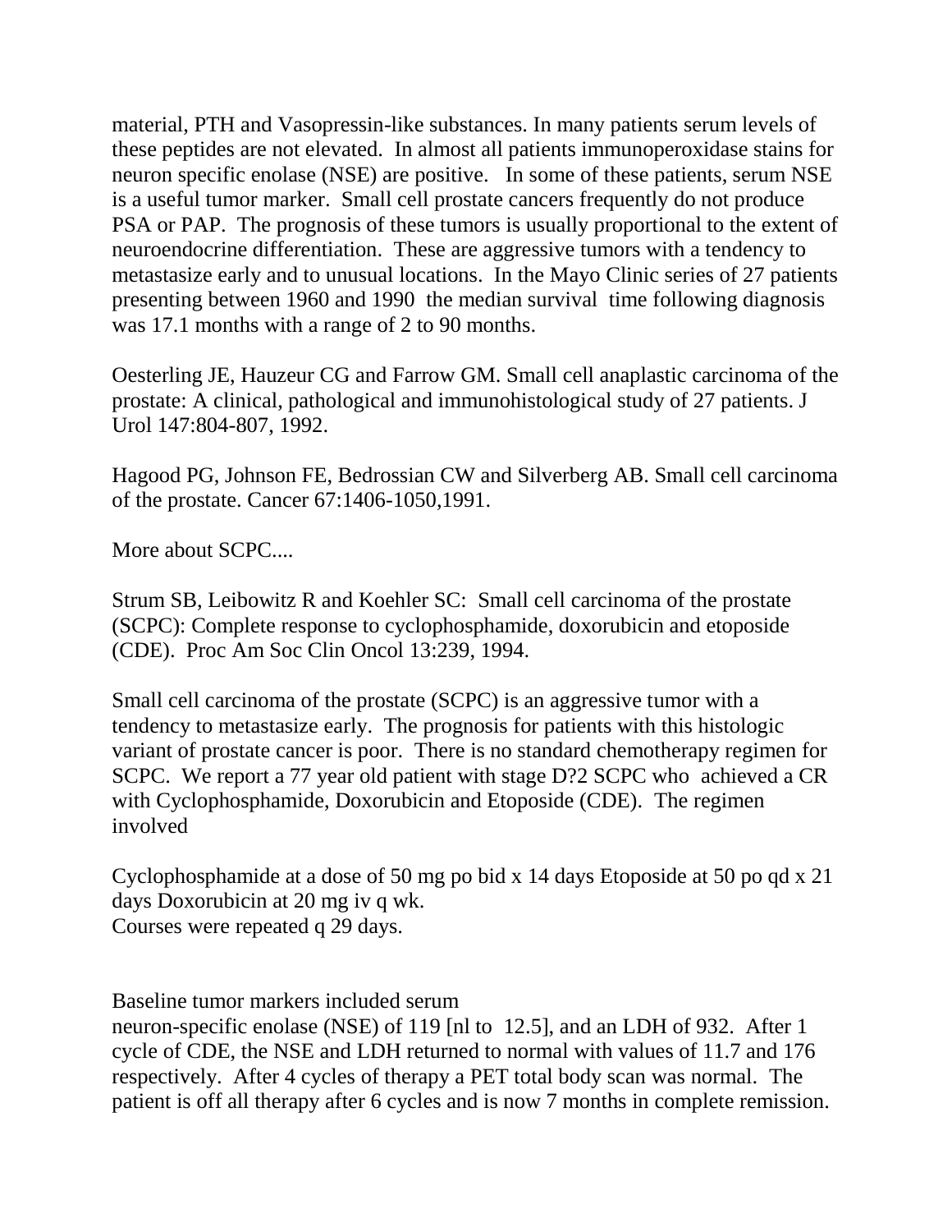material, PTH and Vasopressin-like substances. In many patients serum levels of these peptides are not elevated. In almost all patients immunoperoxidase stains for neuron specific enolase (NSE) are positive. In some of these patients, serum NSE is a useful tumor marker. Small cell prostate cancers frequently do not produce PSA or PAP. The prognosis of these tumors is usually proportional to the extent of neuroendocrine differentiation. These are aggressive tumors with a tendency to metastasize early and to unusual locations. In the Mayo Clinic series of 27 patients presenting between 1960 and 1990 the median survival time following diagnosis was 17.1 months with a range of 2 to 90 months.

Oesterling JE, Hauzeur CG and Farrow GM. Small cell anaplastic carcinoma of the prostate: A clinical, pathological and immunohistological study of 27 patients. J Urol 147:804-807, 1992.

Hagood PG, Johnson FE, Bedrossian CW and Silverberg AB. Small cell carcinoma of the prostate. Cancer 67:1406-1050,1991.

More about SCPC....

Strum SB, Leibowitz R and Koehler SC: Small cell carcinoma of the prostate (SCPC): Complete response to cyclophosphamide, doxorubicin and etoposide (CDE). Proc Am Soc Clin Oncol 13:239, 1994.

Small cell carcinoma of the prostate (SCPC) is an aggressive tumor with a tendency to metastasize early. The prognosis for patients with this histologic variant of prostate cancer is poor. There is no standard chemotherapy regimen for SCPC. We report a 77 year old patient with stage D?2 SCPC who achieved a CR with Cyclophosphamide, Doxorubicin and Etoposide (CDE). The regimen involved

Cyclophosphamide at a dose of 50 mg po bid x 14 days Etoposide at 50 po qd x 21 days Doxorubicin at 20 mg iv q wk.
Courses were repeated q 29 days.

Baseline tumor markers included serum
neuron-specific enolase (NSE) of 119 [nl to 12.5], and an LDH of 932. After 1 cycle of CDE, the NSE and LDH returned to normal with values of 11.7 and 176 respectively. After 4 cycles of therapy a PET total body scan was normal. The patient is off all therapy after 6 cycles and is now 7 months in complete remission.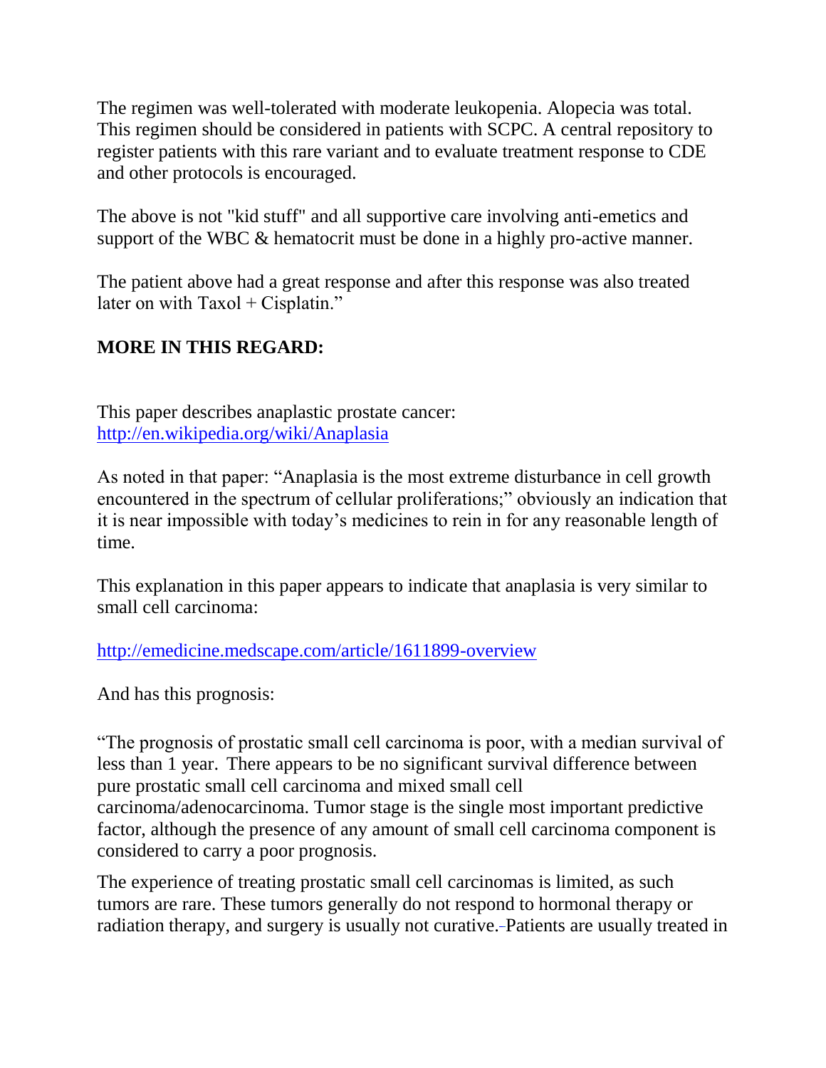The regimen was well-tolerated with moderate leukopenia. Alopecia was total. This regimen should be considered in patients with SCPC. A central repository to register patients with this rare variant and to evaluate treatment response to CDE and other protocols is encouraged.

The above is not "kid stuff" and all supportive care involving anti-emetics and support of the WBC & hematocrit must be done in a highly pro-active manner.

The patient above had a great response and after this response was also treated later on with Taxol + Cisplatin."

**MORE IN THIS REGARD:**

This paper describes anaplastic prostate cancer: [http://en.wikipedia.org/wiki/Anaplasia](http://en.wikipedia.org/wiki/Anaplasia)

As noted in that paper: "Anaplasia is the most extreme disturbance in cell growth encountered in the spectrum of cellular proliferations;" obviously an indication that it is near impossible with today's medicines to rein in for any reasonable length of time.

This explanation in this paper appears to indicate that anaplasia is very similar to small cell carcinoma:

[http://emedicine.medscape.com/article/1611899-overview](http://emedicine.medscape.com/article/1611899-overview)

And has this prognosis:

"The prognosis of prostatic small cell carcinoma is poor, with a median survival of less than 1 year. There appears to be no significant survival difference between pure prostatic small cell carcinoma and mixed small cell carcinoma/adenocarcinoma. Tumor stage is the single most important predictive factor, although the presence of any amount of small cell carcinoma component is considered to carry a poor prognosis.

The experience of treating prostatic small cell carcinomas is limited, as such tumors are rare. These tumors generally do not respond to hormonal therapy or radiation therapy, and surgery is usually not curative. Patients are usually treated in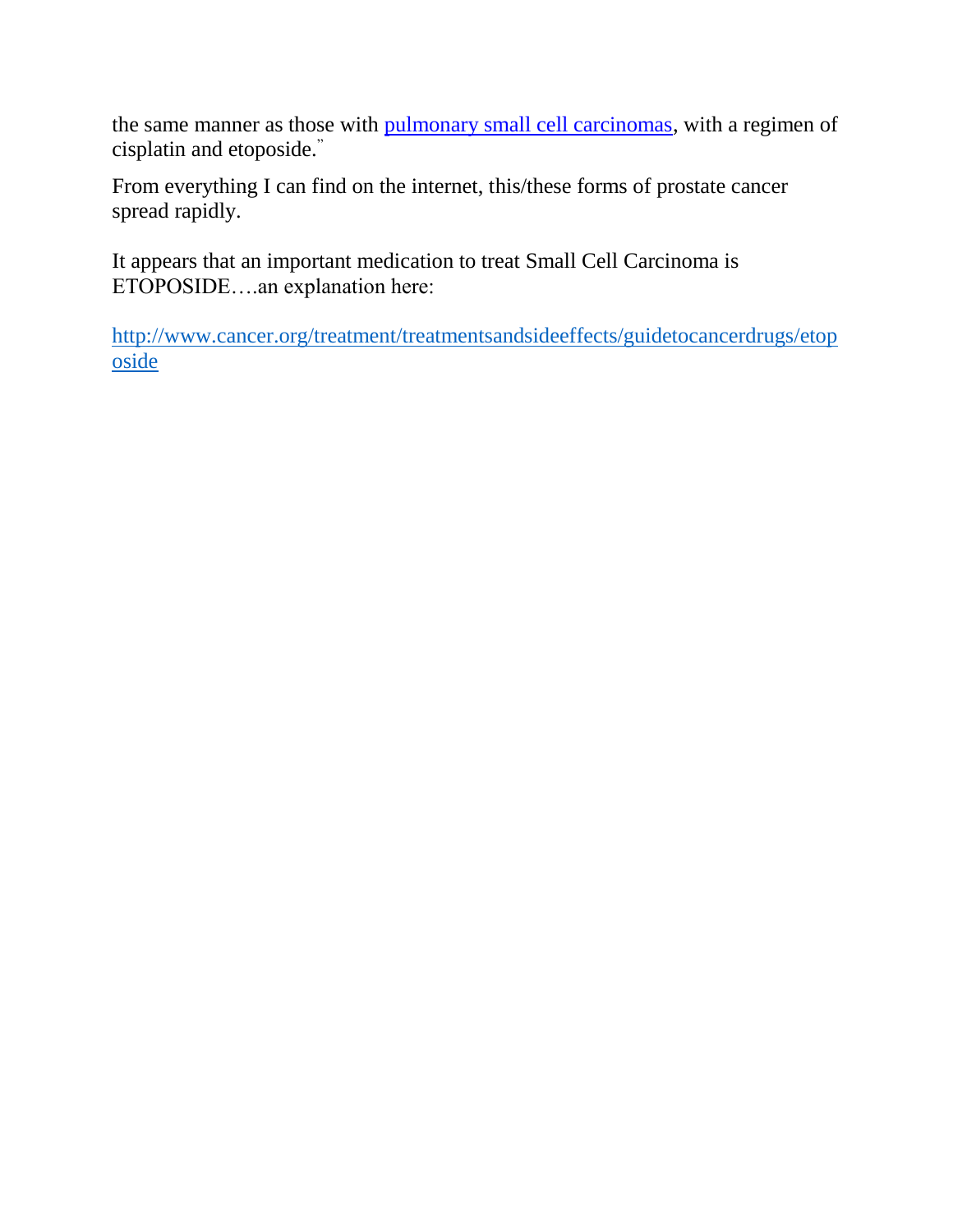the same manner as those with [pulmonary small cell carcinomas](pulmonary small cell carcinomas), with a regimen of cisplatin and etoposide."

From everything I can find on the internet, this/these forms of prostate cancer spread rapidly.

It appears that an important medication to treat Small Cell Carcinoma is ETOPOSIDE….an explanation here:

http://www.cancer.org/treatment/treatmentsandsideeffects/guidetocancerdrugs/etoposide